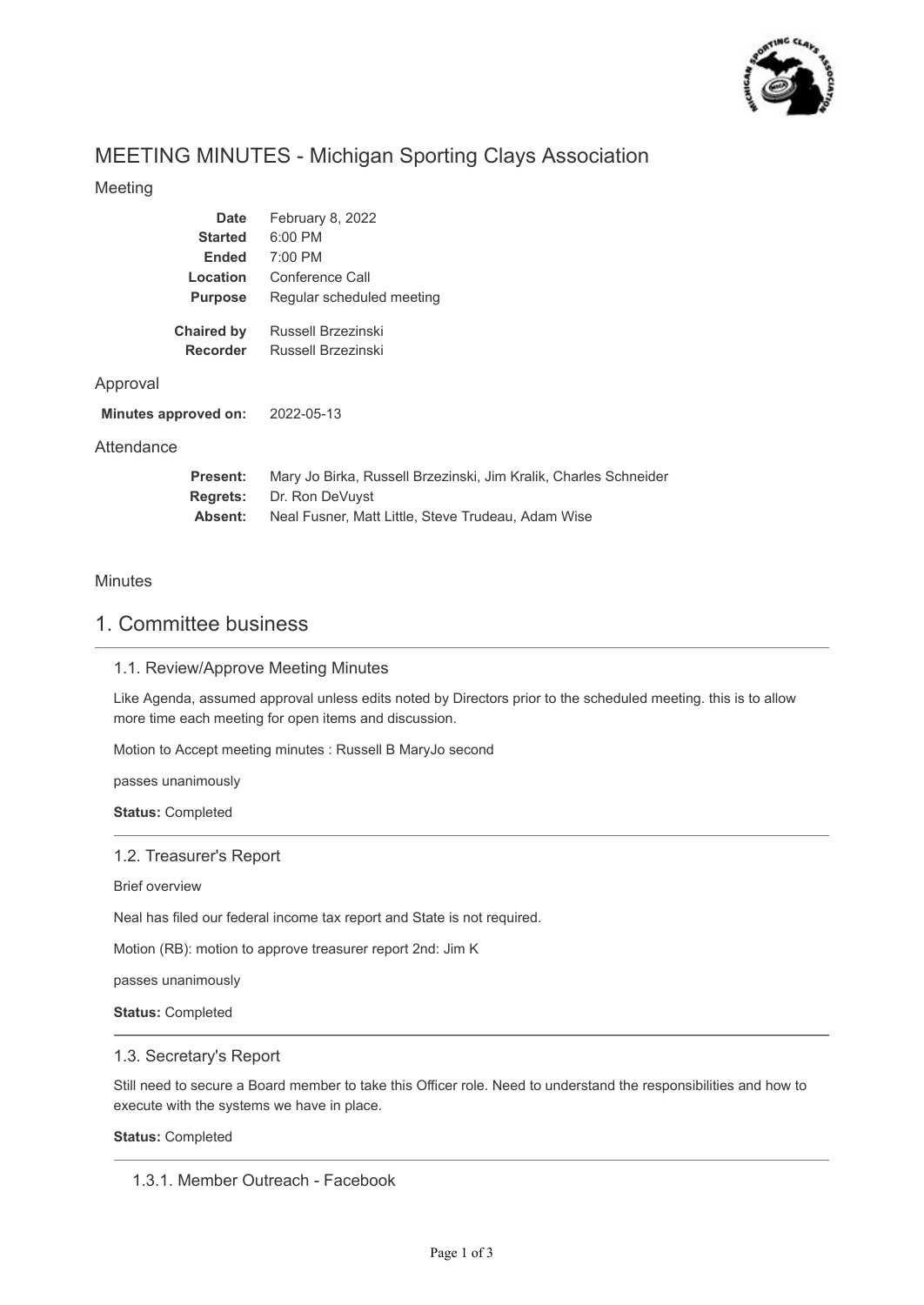# MEETING MINUTES - Michigan Sporting Clays Association

## Meeting

| | |
|---|---|
| **Date** | February 8, 2022 |
| **Started** | 6:00 PM |
| **Ended** | 7:00 PM |
| **Location** | Conference Call |
| **Purpose** | Regular scheduled meeting |
| **Chaired by** | Russell Brzezinski |
| **Recorder** | Russell Brzezinski |

## Approval

**Minutes approved on:** 2022-05-13

## Attendance

| | |
|---|---|
| **Present:** | Mary Jo Birka, Russell Brzezinski, Jim Kralik, Charles Schneider |
| **Regrets:** | Dr. Ron DeVuyst |
| **Absent:** | Neal Fusner, Matt Little, Steve Trudeau, Adam Wise |

## Minutes

# 1. Committee business

### 1.1. Review/Approve Meeting Minutes

Like Agenda, assumed approval unless edits noted by Directors prior to the scheduled meeting. this is to allow more time each meeting for open items and discussion.

Motion to Accept meeting minutes : Russell B MaryJo second

passes unanimously

**Status:** Completed

### 1.2. Treasurer's Report

Brief overview

Neal has filed our federal income tax report and State is not required.

Motion (RB): motion to approve treasurer report 2nd: Jim K

passes unanimously

**Status:** Completed

### 1.3. Secretary's Report

Still need to secure a Board member to take this Officer role. Need to understand the responsibilities and how to execute with the systems we have in place.

**Status:** Completed

#### 1.3.1. Member Outreach - Facebook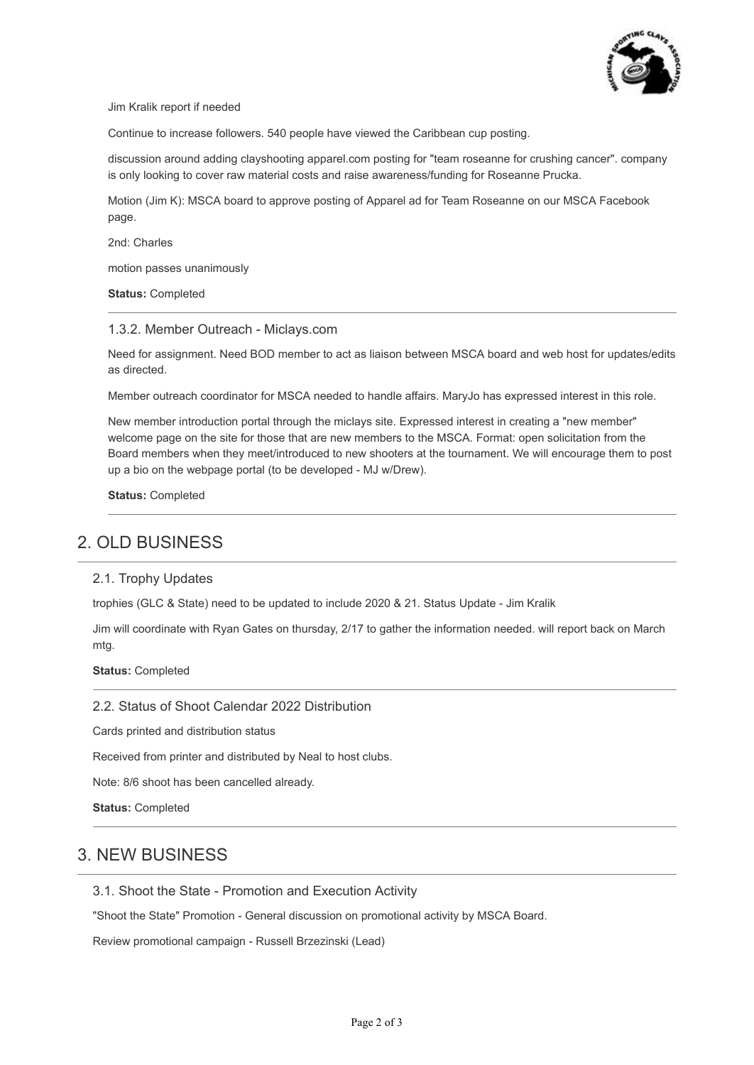Jim Kralik report if needed

Continue to increase followers. 540 people have viewed the Caribbean cup posting.

discussion around adding clayshooting apparel.com posting for "team roseanne for crushing cancer". company is only looking to cover raw material costs and raise awareness/funding for Roseanne Prucka.

Motion (Jim K): MSCA board to approve posting of Apparel ad for Team Roseanne on our MSCA Facebook page.

2nd: Charles

motion passes unanimously

**Status:** Completed

---

### 1.3.2. Member Outreach - Miclays.com

Need for assignment. Need BOD member to act as liaison between MSCA board and web host for updates/edits as directed.

Member outreach coordinator for MSCA needed to handle affairs. MaryJo has expressed interest in this role.

New member introduction portal through the miclays site. Expressed interest in creating a "new member" welcome page on the site for those that are new members to the MSCA. Format: open solicitation from the Board members when they meet/introduced to new shooters at the tournament. We will encourage them to post up a bio on the webpage portal (to be developed - MJ w/Drew).

**Status:** Completed

---

## 2. OLD BUSINESS

---

### 2.1. Trophy Updates

trophies (GLC & State) need to be updated to include 2020 & 21. Status Update - Jim Kralik

Jim will coordinate with Ryan Gates on thursday, 2/17 to gather the information needed. will report back on March mtg.

**Status:** Completed

---

### 2.2. Status of Shoot Calendar 2022 Distribution

Cards printed and distribution status

Received from printer and distributed by Neal to host clubs.

Note: 8/6 shoot has been cancelled already.

**Status:** Completed

---

## 3. NEW BUSINESS

---

### 3.1. Shoot the State - Promotion and Execution Activity

"Shoot the State" Promotion - General discussion on promotional activity by MSCA Board.

Review promotional campaign - Russell Brzezinski (Lead)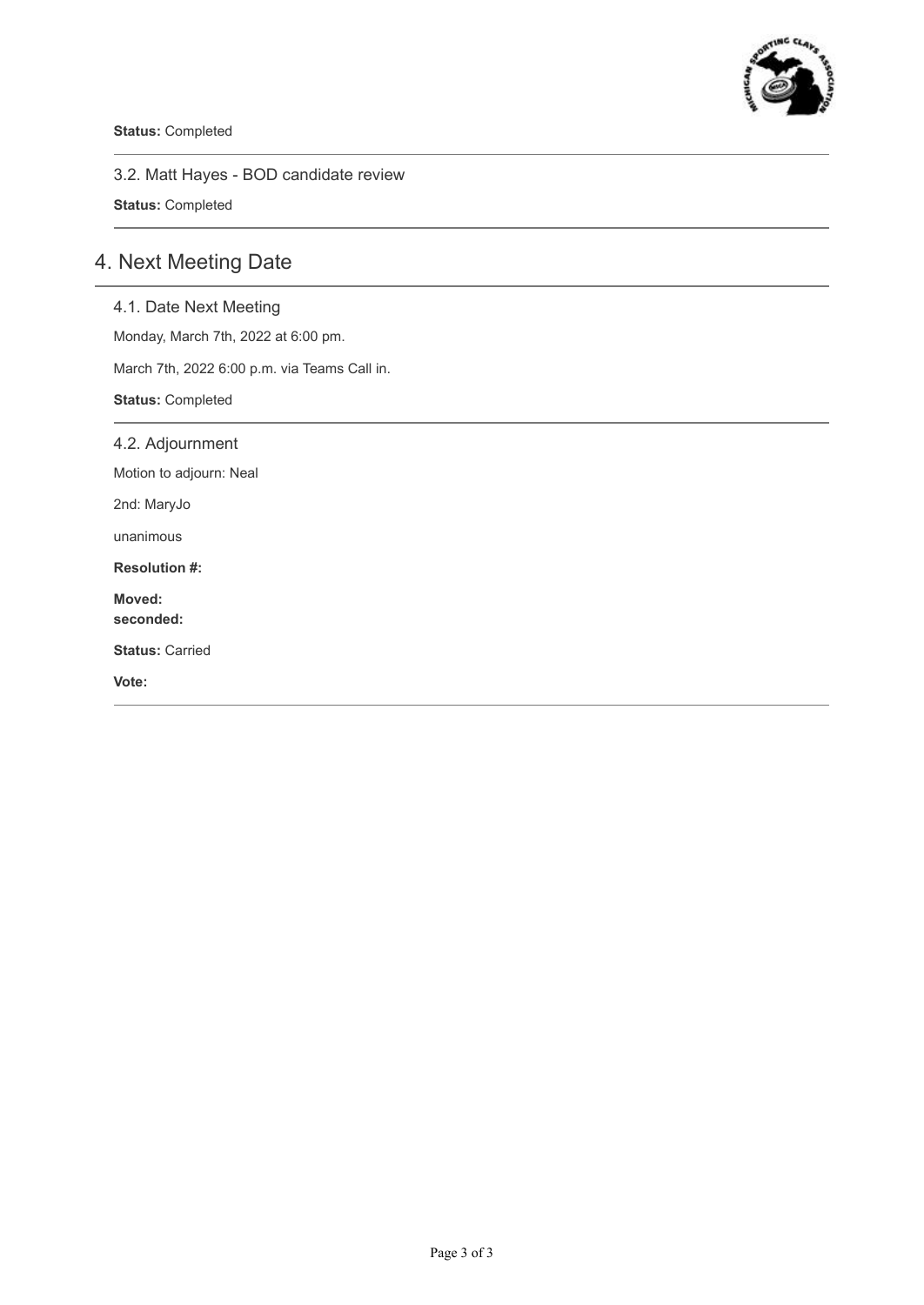**Status:** Completed

### 3.2. Matt Hayes - BOD candidate review

**Status:** Completed

## 4. Next Meeting Date

### 4.1. Date Next Meeting

Monday, March 7th, 2022 at 6:00 pm.

March 7th, 2022 6:00 p.m. via Teams Call in.

**Status:** Completed

### 4.2. Adjournment

Motion to adjourn: Neal

2nd: MaryJo

unanimous

**Resolution #:**

**Moved:**
**seconded:**

**Status:** Carried

**Vote:**